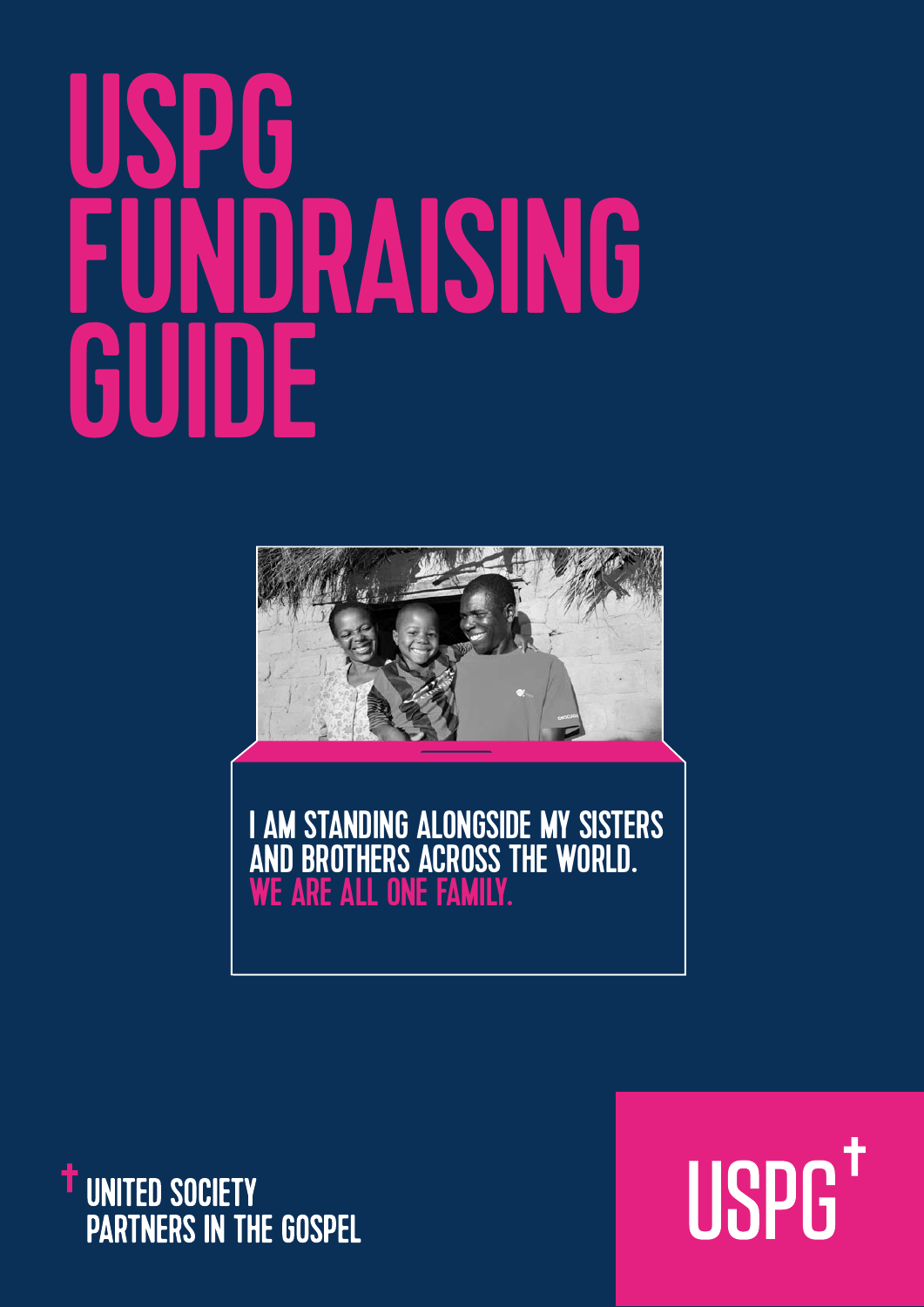# USPG FUNDRAISING GUIDE

I AM STANDING ALONGSIDE MY SISTERS AND BROTHERS ACROSS THE WORLD.
WE ARE ALL ONE FAMILY.

UNITED SOCIETY PARTNERS IN THE GOSPEL

USPG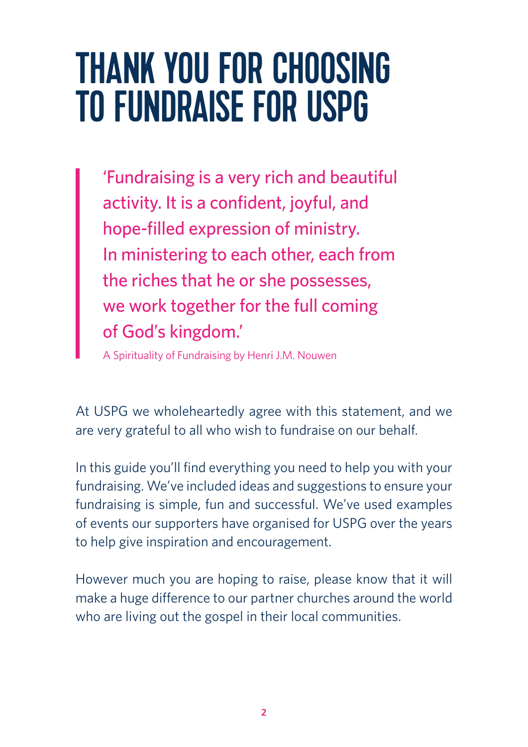# THANK YOU FOR CHOOSING TO FUNDRAISE FOR USPG

> 'Fundraising is a very rich and beautiful activity. It is a confident, joyful, and hope-filled expression of ministry. In ministering to each other, each from the riches that he or she possesses, we work together for the full coming of God's kingdom.'
>
> A Spirituality of Fundraising by Henri J.M. Nouwen

At USPG we wholeheartedly agree with this statement, and we are very grateful to all who wish to fundraise on our behalf.

In this guide you'll find everything you need to help you with your fundraising. We've included ideas and suggestions to ensure your fundraising is simple, fun and successful. We've used examples of events our supporters have organised for USPG over the years to help give inspiration and encouragement.

However much you are hoping to raise, please know that it will make a huge difference to our partner churches around the world who are living out the gospel in their local communities.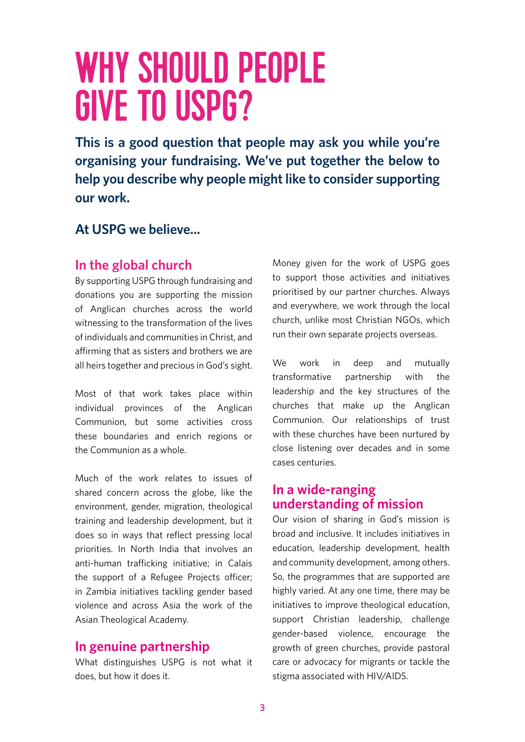# WHY SHOULD PEOPLE GIVE TO USPG?

**This is a good question that people may ask you while you're organising your fundraising. We've put together the below to help you describe why people might like to consider supporting our work.**

### At USPG we believe...

## In the global church

By supporting USPG through fundraising and donations you are supporting the mission of Anglican churches across the world witnessing to the transformation of the lives of individuals and communities in Christ, and affirming that as sisters and brothers we are all heirs together and precious in God's sight.

Most of that work takes place within individual provinces of the Anglican Communion, but some activities cross these boundaries and enrich regions or the Communion as a whole.

Much of the work relates to issues of shared concern across the globe, like the environment, gender, migration, theological training and leadership development, but it does so in ways that reflect pressing local priorities. In North India that involves an anti-human trafficking initiative; in Calais the support of a Refugee Projects officer; in Zambia initiatives tackling gender based violence and across Asia the work of the Asian Theological Academy.

## In genuine partnership

What distinguishes USPG is not what it does, but how it does it.

Money given for the work of USPG goes to support those activities and initiatives prioritised by our partner churches. Always and everywhere, we work through the local church, unlike most Christian NGOs, which run their own separate projects overseas.

We work in deep and mutually transformative partnership with the leadership and the key structures of the churches that make up the Anglican Communion. Our relationships of trust with these churches have been nurtured by close listening over decades and in some cases centuries.

## In a wide-ranging understanding of mission

Our vision of sharing in God's mission is broad and inclusive. It includes initiatives in education, leadership development, health and community development, among others. So, the programmes that are supported are highly varied. At any one time, there may be initiatives to improve theological education, support Christian leadership, challenge gender-based violence, encourage the growth of green churches, provide pastoral care or advocacy for migrants or tackle the stigma associated with HIV/AIDS.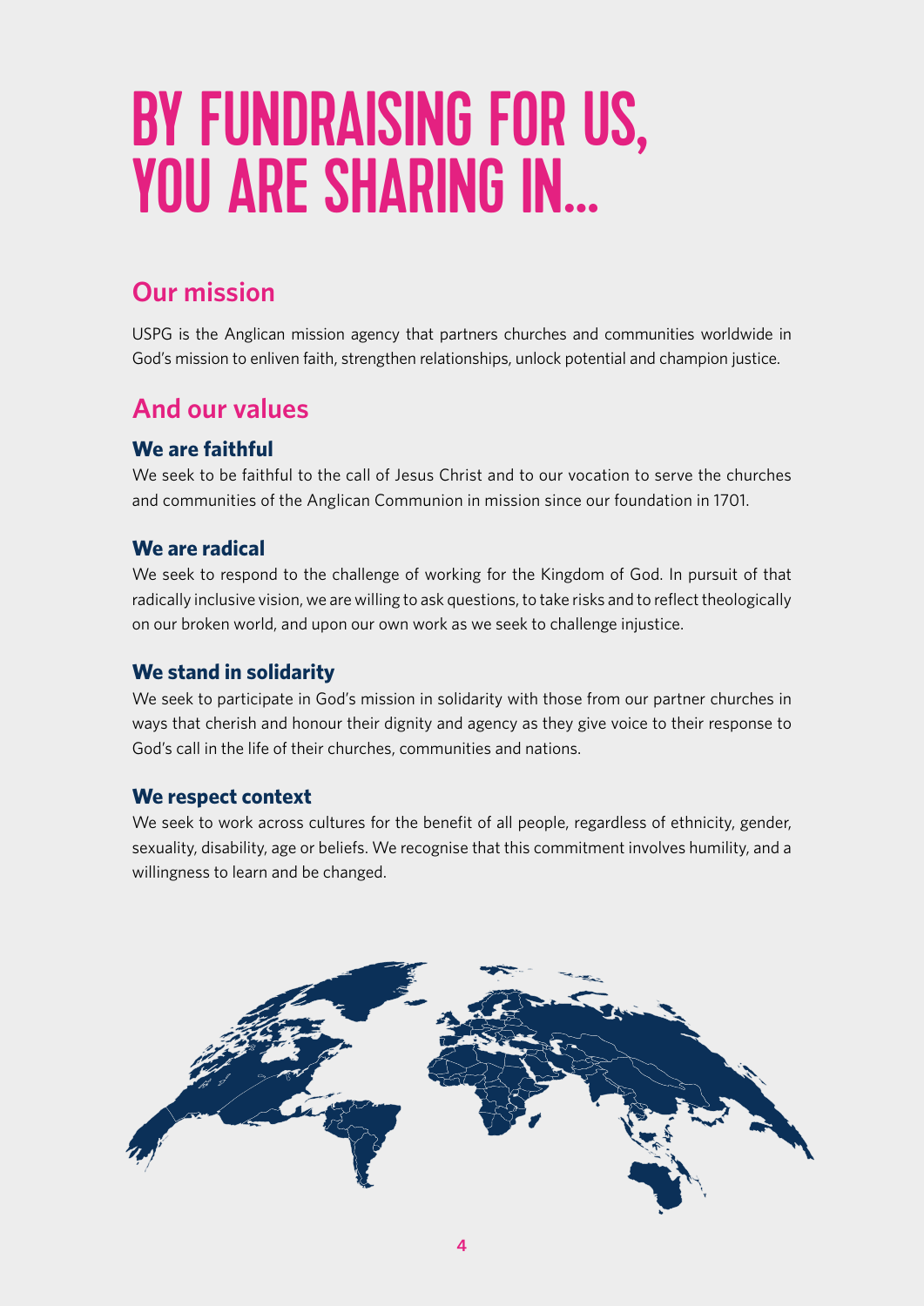# BY FUNDRAISING FOR US, YOU ARE SHARING IN...

## Our mission

USPG is the Anglican mission agency that partners churches and communities worldwide in God's mission to enliven faith, strengthen relationships, unlock potential and champion justice.

## And our values

### We are faithful

We seek to be faithful to the call of Jesus Christ and to our vocation to serve the churches and communities of the Anglican Communion in mission since our foundation in 1701.

### We are radical

We seek to respond to the challenge of working for the Kingdom of God. In pursuit of that radically inclusive vision, we are willing to ask questions, to take risks and to reflect theologically on our broken world, and upon our own work as we seek to challenge injustice.

### We stand in solidarity

We seek to participate in God's mission in solidarity with those from our partner churches in ways that cherish and honour their dignity and agency as they give voice to their response to God's call in the life of their churches, communities and nations.

### We respect context

We seek to work across cultures for the benefit of all people, regardless of ethnicity, gender, sexuality, disability, age or beliefs. We recognise that this commitment involves humility, and a willingness to learn and be changed.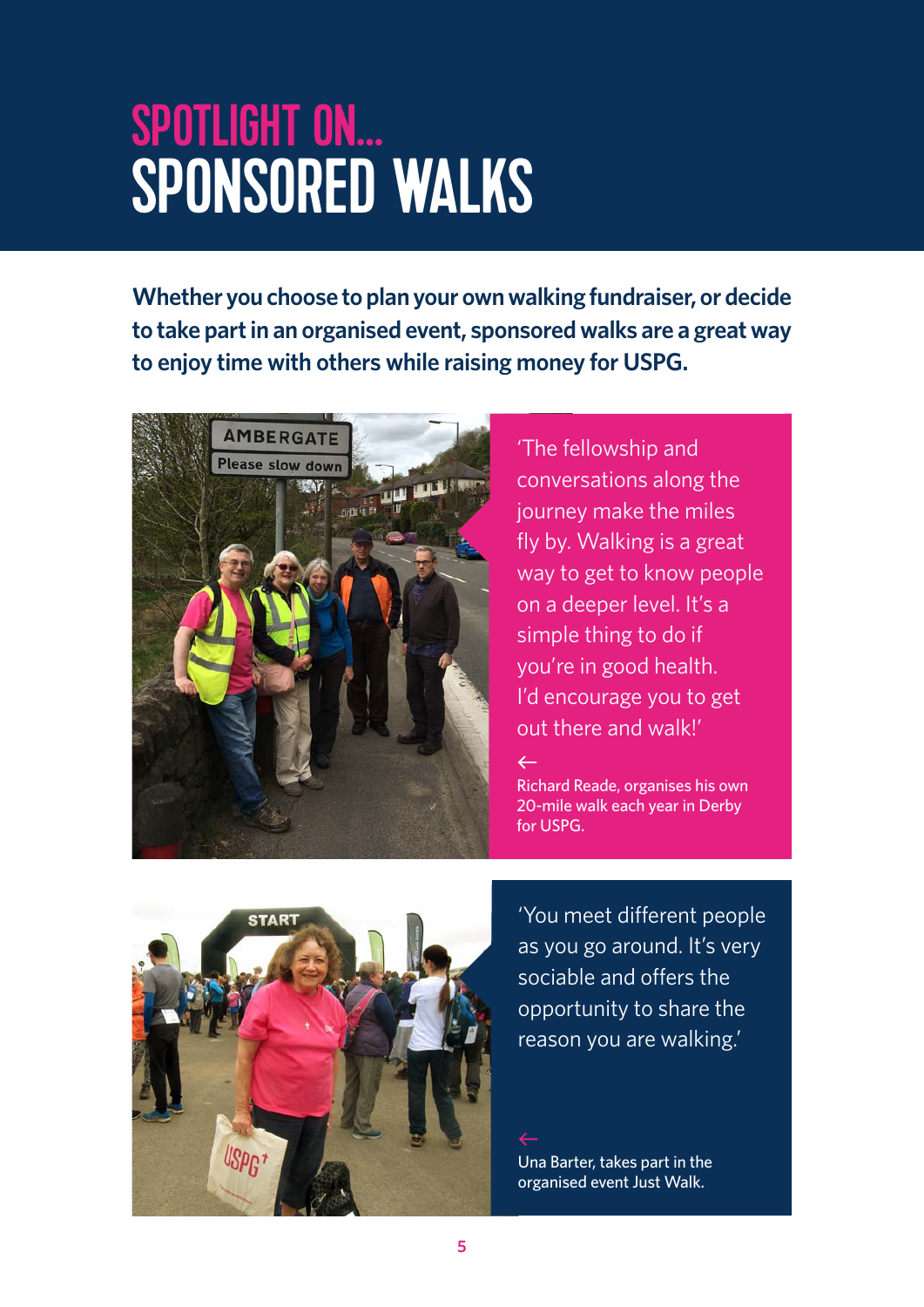# SPOTLIGHT ON... SPONSORED WALKS

**Whether you choose to plan your own walking fundraiser, or decide to take part in an organised event, sponsored walks are a great way to enjoy time with others while raising money for USPG.**

'The fellowship and conversations along the journey make the miles fly by. Walking is a great way to get to know people on a deeper level. It's a simple thing to do if you're in good health. I'd encourage you to get out there and walk!'

←

Richard Reade, organises his own 20-mile walk each year in Derby for USPG.

'You meet different people as you go around. It's very sociable and offers the opportunity to share the reason you are walking.'

←

Una Barter, takes part in the organised event Just Walk.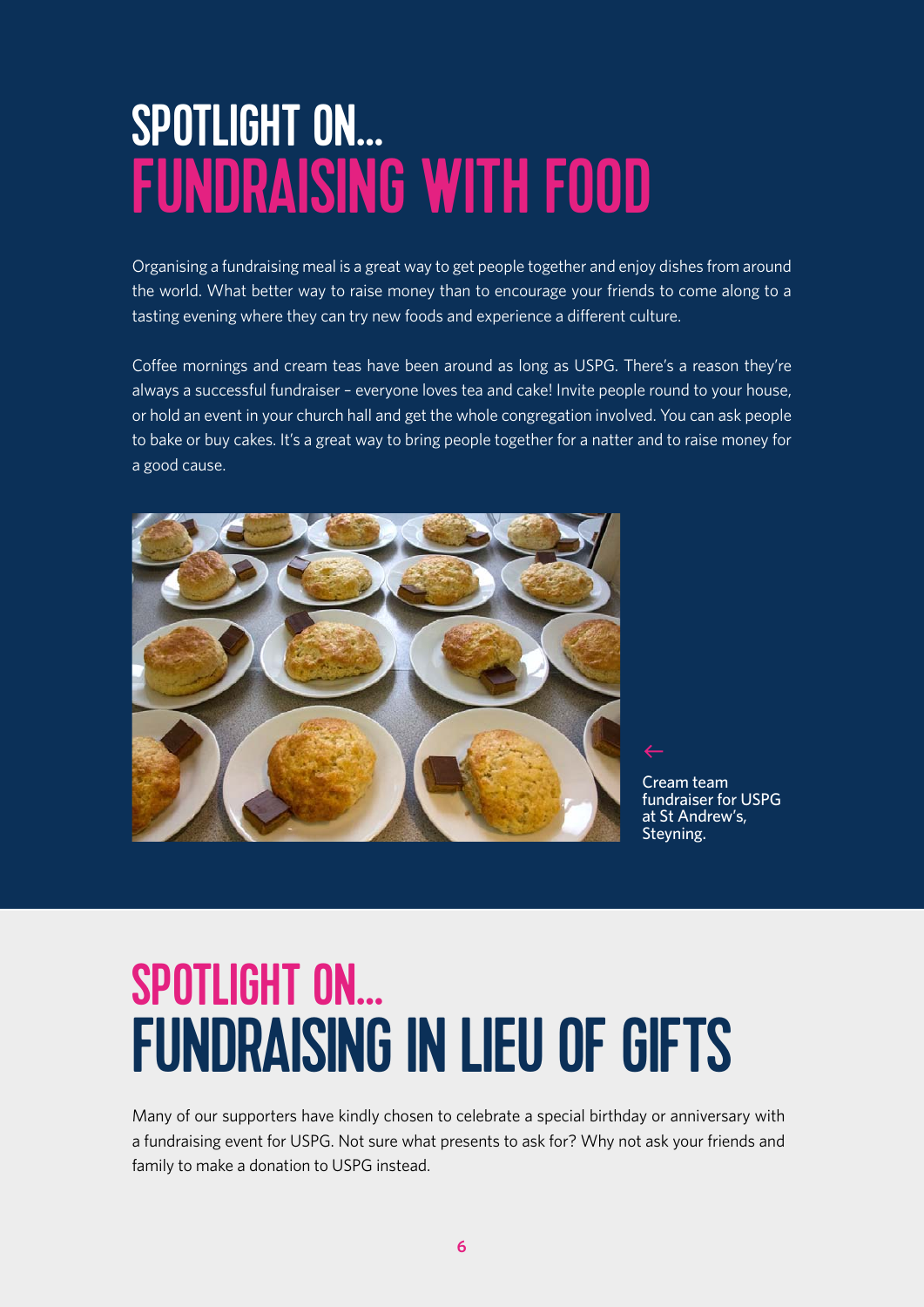# SPOTLIGHT ON... FUNDRAISING WITH FOOD

Organising a fundraising meal is a great way to get people together and enjoy dishes from around the world. What better way to raise money than to encourage your friends to come along to a tasting evening where they can try new foods and experience a different culture.

Coffee mornings and cream teas have been around as long as USPG. There's a reason they're always a successful fundraiser – everyone loves tea and cake! Invite people round to your house, or hold an event in your church hall and get the whole congregation involved. You can ask people to bake or buy cakes. It's a great way to bring people together for a natter and to raise money for a good cause.

← Cream team fundraiser for USPG at St Andrew's, Steyning.

# SPOTLIGHT ON... FUNDRAISING IN LIEU OF GIFTS

Many of our supporters have kindly chosen to celebrate a special birthday or anniversary with a fundraising event for USPG. Not sure what presents to ask for? Why not ask your friends and family to make a donation to USPG instead.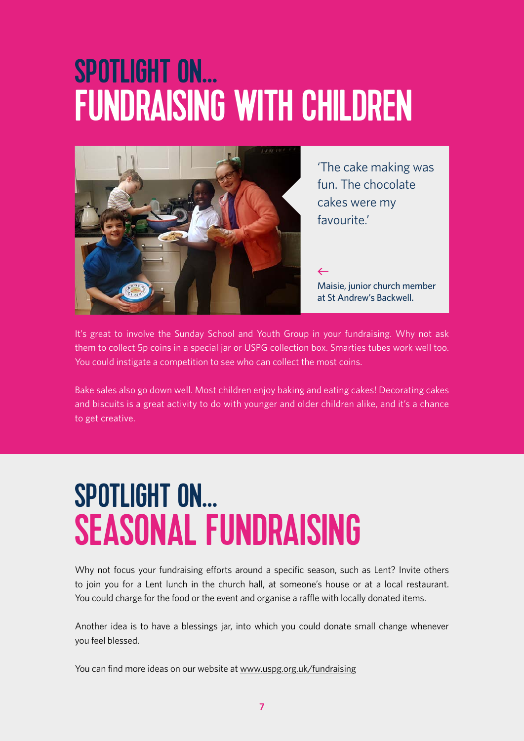# SPOTLIGHT ON... FUNDRAISING WITH CHILDREN

'The cake making was fun. The chocolate cakes were my favourite.'

←
Maisie, junior church member at St Andrew's Backwell.

It's great to involve the Sunday School and Youth Group in your fundraising. Why not ask them to collect 5p coins in a special jar or USPG collection box. Smarties tubes work well too. You could instigate a competition to see who can collect the most coins.

Bake sales also go down well. Most children enjoy baking and eating cakes! Decorating cakes and biscuits is a great activity to do with younger and older children alike, and it's a chance to get creative.

# SPOTLIGHT ON... SEASONAL FUNDRAISING

Why not focus your fundraising efforts around a specific season, such as Lent? Invite others to join you for a Lent lunch in the church hall, at someone's house or at a local restaurant. You could charge for the food or the event and organise a raffle with locally donated items.

Another idea is to have a blessings jar, into which you could donate small change whenever you feel blessed.

You can find more ideas on our website at www.uspg.org.uk/fundraising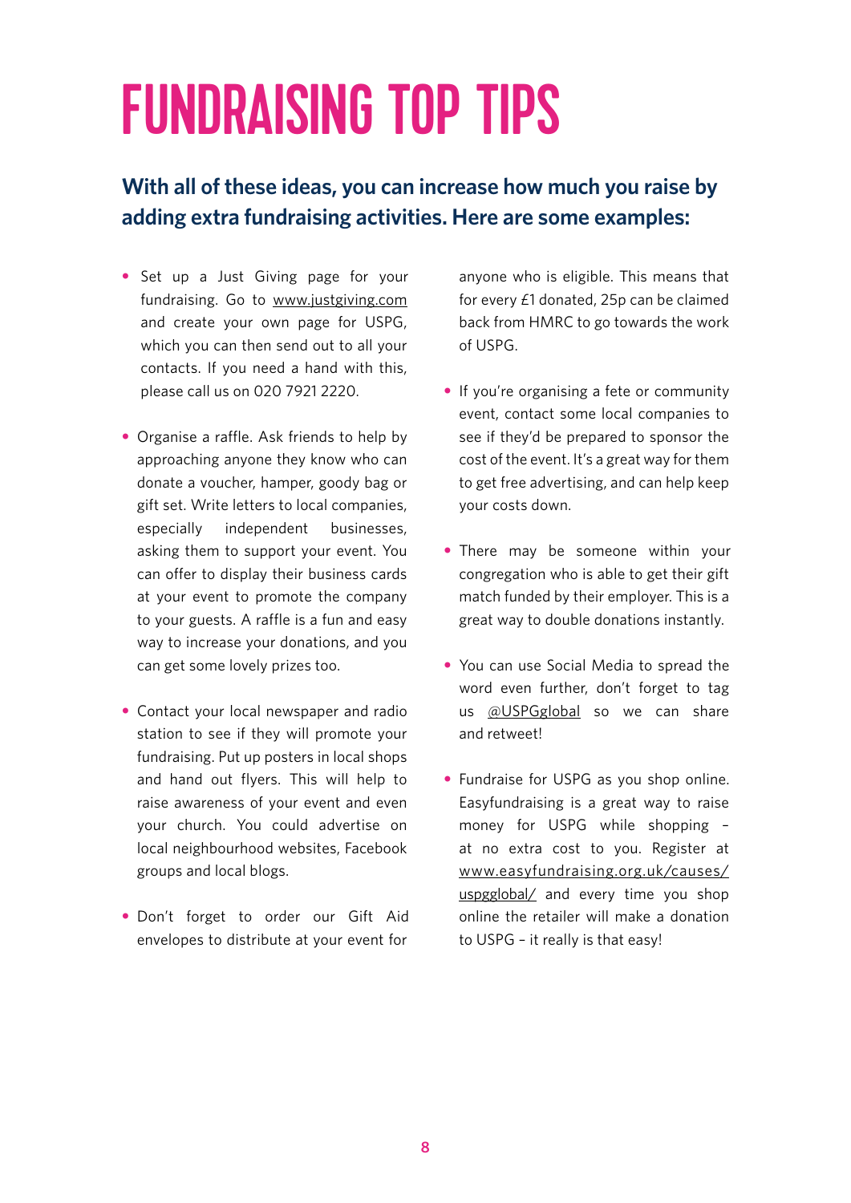# FUNDRAISING TOP TIPS

**With all of these ideas, you can increase how much you raise by adding extra fundraising activities. Here are some examples:**

- Set up a Just Giving page for your fundraising. Go to www.justgiving.com and create your own page for USPG, which you can then send out to all your contacts. If you need a hand with this, please call us on 020 7921 2220.

- Organise a raffle. Ask friends to help by approaching anyone they know who can donate a voucher, hamper, goody bag or gift set. Write letters to local companies, especially independent businesses, asking them to support your event. You can offer to display their business cards at your event to promote the company to your guests. A raffle is a fun and easy way to increase your donations, and you can get some lovely prizes too.

- Contact your local newspaper and radio station to see if they will promote your fundraising. Put up posters in local shops and hand out flyers. This will help to raise awareness of your event and even your church. You could advertise on local neighbourhood websites, Facebook groups and local blogs.

- Don't forget to order our Gift Aid envelopes to distribute at your event for anyone who is eligible. This means that for every £1 donated, 25p can be claimed back from HMRC to go towards the work of USPG.

- If you're organising a fete or community event, contact some local companies to see if they'd be prepared to sponsor the cost of the event. It's a great way for them to get free advertising, and can help keep your costs down.

- There may be someone within your congregation who is able to get their gift match funded by their employer. This is a great way to double donations instantly.

- You can use Social Media to spread the word even further, don't forget to tag us @USPGglobal so we can share and retweet!

- Fundraise for USPG as you shop online. Easyfundraising is a great way to raise money for USPG while shopping – at no extra cost to you. Register at www.easyfundraising.org.uk/causes/uspgglobal/ and every time you shop online the retailer will make a donation to USPG – it really is that easy!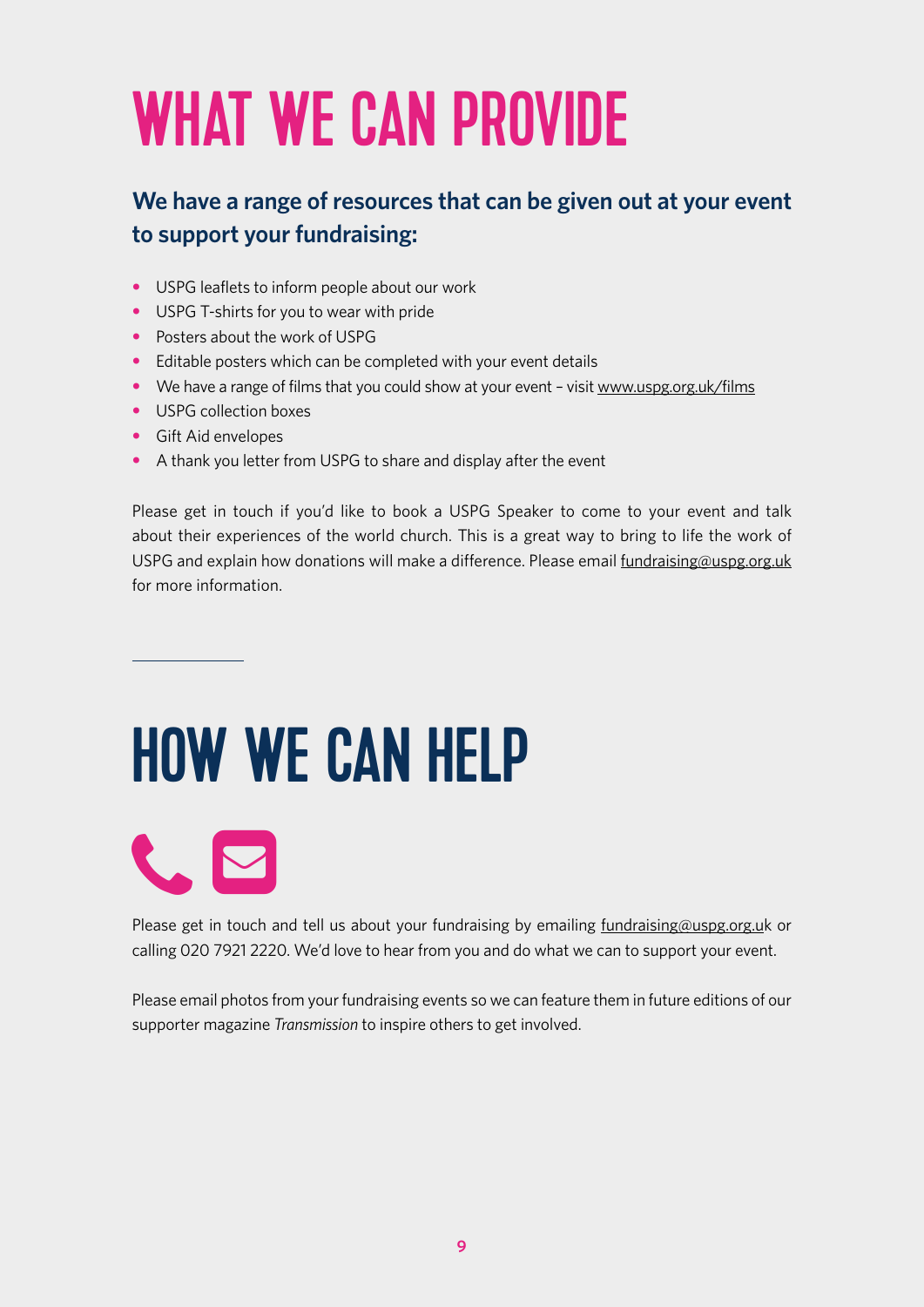# WHAT WE CAN PROVIDE

**We have a range of resources that can be given out at your event to support your fundraising:**

- USPG leaflets to inform people about our work
- USPG T-shirts for you to wear with pride
- Posters about the work of USPG
- Editable posters which can be completed with your event details
- We have a range of films that you could show at your event – visit www.uspg.org.uk/films
- USPG collection boxes
- Gift Aid envelopes
- A thank you letter from USPG to share and display after the event

Please get in touch if you'd like to book a USPG Speaker to come to your event and talk about their experiences of the world church. This is a great way to bring to life the work of USPG and explain how donations will make a difference. Please email fundraising@uspg.org.uk for more information.

# HOW WE CAN HELP

Please get in touch and tell us about your fundraising by emailing fundraising@uspg.org.uk or calling 020 7921 2220. We'd love to hear from you and do what we can to support your event.

Please email photos from your fundraising events so we can feature them in future editions of our supporter magazine *Transmission* to inspire others to get involved.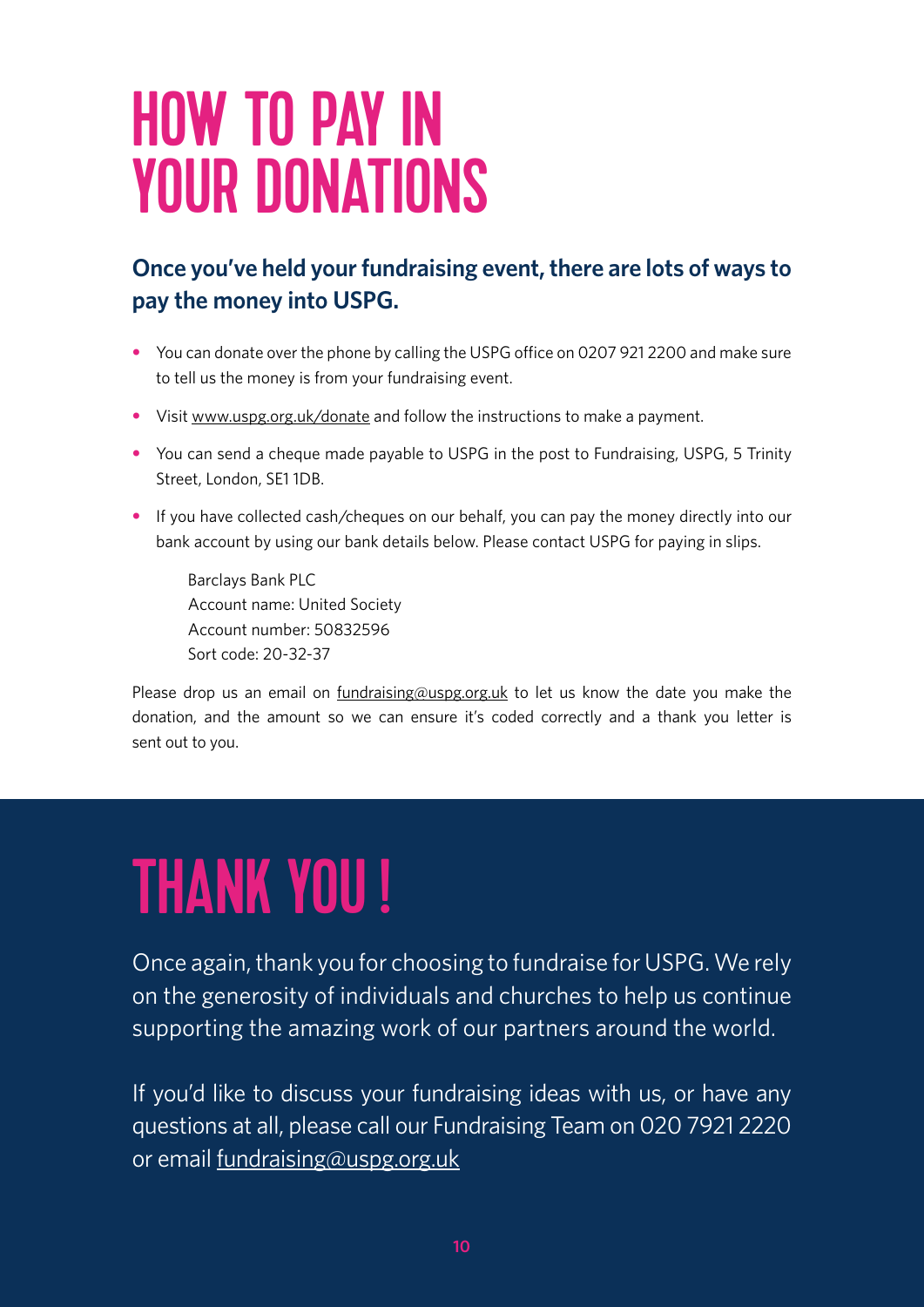# HOW TO PAY IN YOUR DONATIONS

**Once you've held your fundraising event, there are lots of ways to pay the money into USPG.**

- You can donate over the phone by calling the USPG office on 0207 921 2200 and make sure to tell us the money is from your fundraising event.
- Visit www.uspg.org.uk/donate and follow the instructions to make a payment.
- You can send a cheque made payable to USPG in the post to Fundraising, USPG, 5 Trinity Street, London, SE1 1DB.
- If you have collected cash/cheques on our behalf, you can pay the money directly into our bank account by using our bank details below. Please contact USPG for paying in slips.

  Barclays Bank PLC
  Account name: United Society
  Account number: 50832596
  Sort code: 20-32-37

Please drop us an email on fundraising@uspg.org.uk to let us know the date you make the donation, and the amount so we can ensure it's coded correctly and a thank you letter is sent out to you.

# THANK YOU !

Once again, thank you for choosing to fundraise for USPG. We rely on the generosity of individuals and churches to help us continue supporting the amazing work of our partners around the world.

If you'd like to discuss your fundraising ideas with us, or have any questions at all, please call our Fundraising Team on 020 7921 2220 or email fundraising@uspg.org.uk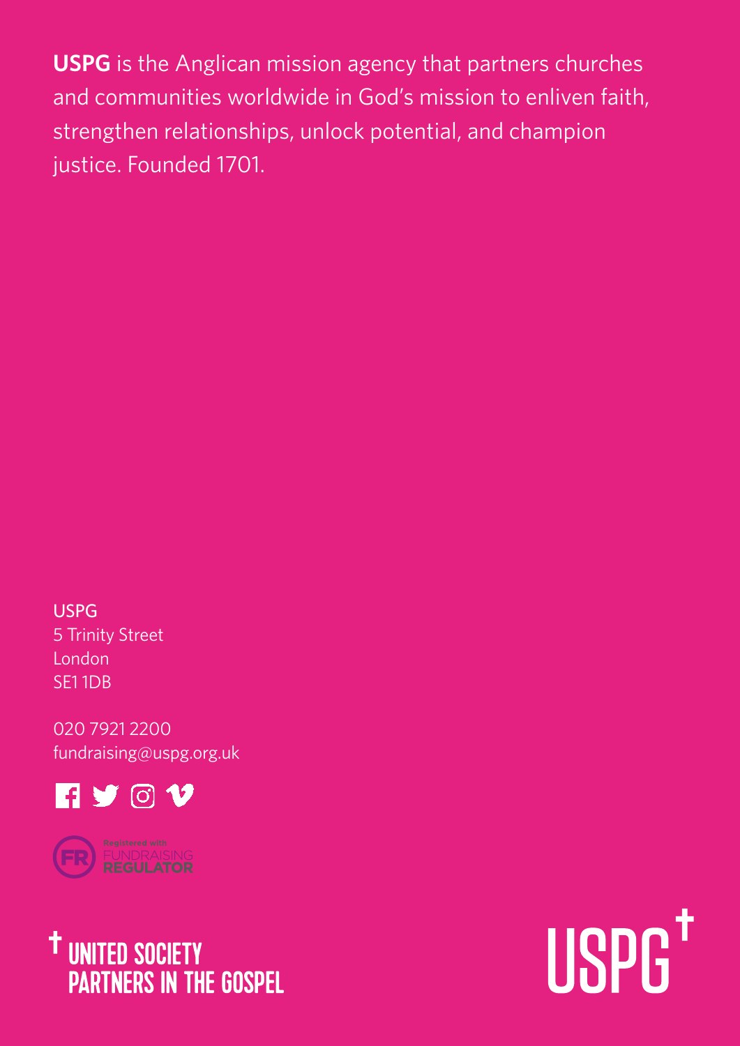**USPG** is the Anglican mission agency that partners churches and communities worldwide in God's mission to enliven faith, strengthen relationships, unlock potential, and champion justice. Founded 1701.

USPG
5 Trinity Street
London
SE1 1DB

020 7921 2200
fundraising@uspg.org.uk

Registered with FUNDRAISING REGULATOR

† UNITED SOCIETY PARTNERS IN THE GOSPEL

USPG†